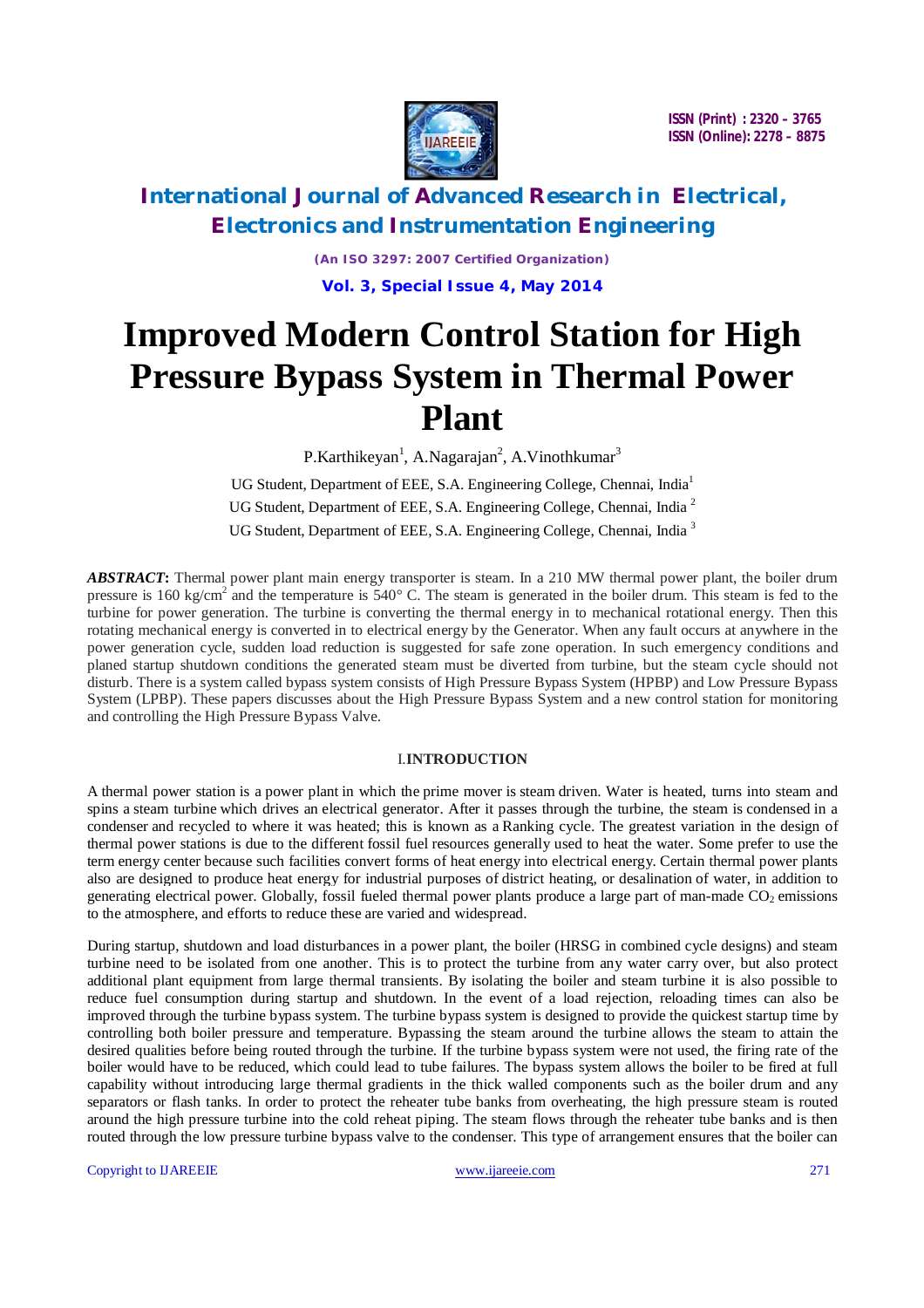# Improved Modern Control Station for High Pressure Bypass System in Thermal Power Plant

P.Karthikeyan[1], A.Nagarajan[2], A.Vinothkumar[3]

UG Student, Department of EEE, S.A. Engineering College, Chennai, India[1]

UG Student, Department of EEE, S.A. Engineering College, Chennai, India [2]

UG Student, Department of EEE, S.A. Engineering College, Chennai, India [3]

***ABSTRACT*:** Thermal power plant main energy transporter is steam. In a 210 MW thermal power plant, the boiler drum pressure is 160 kg/cm$^2$ and the temperature is 540° C. The steam is generated in the boiler drum. This steam is fed to the turbine for power generation. The turbine is converting the thermal energy in to mechanical rotational energy. Then this rotating mechanical energy is converted in to electrical energy by the Generator. When any fault occurs at anywhere in the power generation cycle, sudden load reduction is suggested for safe zone operation. In such emergency conditions and planed startup shutdown conditions the generated steam must be diverted from turbine, but the steam cycle should not disturb. There is a system called bypass system consists of High Pressure Bypass System (HPBP) and Low Pressure Bypass System (LPBP). These papers discusses about the High Pressure Bypass System and a new control station for monitoring and controlling the High Pressure Bypass Valve.

## I.INTRODUCTION

A thermal power station is a power plant in which the prime mover is steam driven. Water is heated, turns into steam and spins a steam turbine which drives an electrical generator. After it passes through the turbine, the steam is condensed in a condenser and recycled to where it was heated; this is known as a Ranking cycle. The greatest variation in the design of thermal power stations is due to the different fossil fuel resources generally used to heat the water. Some prefer to use the term energy center because such facilities convert forms of heat energy into electrical energy. Certain thermal power plants also are designed to produce heat energy for industrial purposes of district heating, or desalination of water, in addition to generating electrical power. Globally, fossil fueled thermal power plants produce a large part of man-made $CO_2$ emissions to the atmosphere, and efforts to reduce these are varied and widespread.

During startup, shutdown and load disturbances in a power plant, the boiler (HRSG in combined cycle designs) and steam turbine need to be isolated from one another. This is to protect the turbine from any water carry over, but also protect additional plant equipment from large thermal transients. By isolating the boiler and steam turbine it is also possible to reduce fuel consumption during startup and shutdown. In the event of a load rejection, reloading times can also be improved through the turbine bypass system. The turbine bypass system is designed to provide the quickest startup time by controlling both boiler pressure and temperature. Bypassing the steam around the turbine allows the steam to attain the desired qualities before being routed through the turbine. If the turbine bypass system were not used, the firing rate of the boiler would have to be reduced, which could lead to tube failures. The bypass system allows the boiler to be fired at full capability without introducing large thermal gradients in the thick walled components such as the boiler drum and any separators or flash tanks. In order to protect the reheater tube banks from overheating, the high pressure steam is routed around the high pressure turbine into the cold reheat piping. The steam flows through the reheater tube banks and is then routed through the low pressure turbine bypass valve to the condenser. This type of arrangement ensures that the boiler can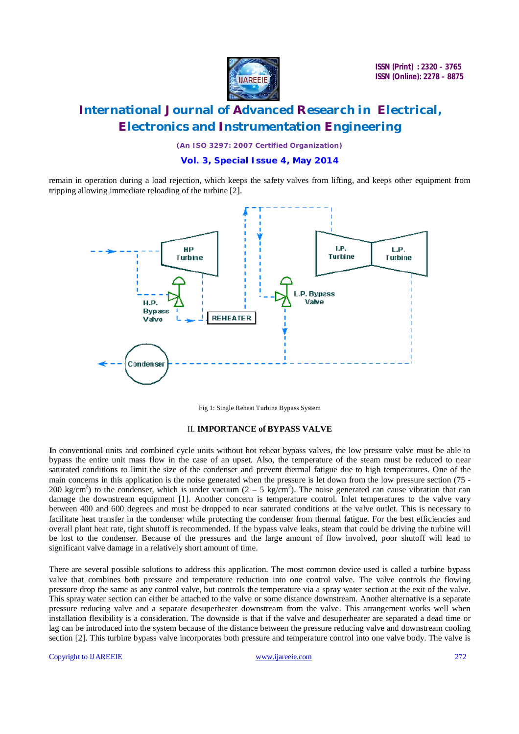remain in operation during a load rejection, which keeps the safety valves from lifting, and keeps other equipment from tripping allowing immediate reloading of the turbine [2].

Fig 1: Single Reheat Turbine Bypass System

## II. IMPORTANCE of BYPASS VALVE

In conventional units and combined cycle units without hot reheat bypass valves, the low pressure valve must be able to bypass the entire unit mass flow in the case of an upset. Also, the temperature of the steam must be reduced to near saturated conditions to limit the size of the condenser and prevent thermal fatigue due to high temperatures. One of the main concerns in this application is the noise generated when the pressure is let down from the low pressure section (75 - 200 $kg/cm^2$) to the condenser, which is under vacuum (2 – 5 $kg/cm^2$). The noise generated can cause vibration that can damage the downstream equipment [1]. Another concern is temperature control. Inlet temperatures to the valve vary between 400 and 600 degrees and must be dropped to near saturated conditions at the valve outlet. This is necessary to facilitate heat transfer in the condenser while protecting the condenser from thermal fatigue. For the best efficiencies and overall plant heat rate, tight shutoff is recommended. If the bypass valve leaks, steam that could be driving the turbine will be lost to the condenser. Because of the pressures and the large amount of flow involved, poor shutoff will lead to significant valve damage in a relatively short amount of time.

There are several possible solutions to address this application. The most common device used is called a turbine bypass valve that combines both pressure and temperature reduction into one control valve. The valve controls the flowing pressure drop the same as any control valve, but controls the temperature via a spray water section at the exit of the valve. This spray water section can either be attached to the valve or some distance downstream. Another alternative is a separate pressure reducing valve and a separate desuperheater downstream from the valve. This arrangement works well when installation flexibility is a consideration. The downside is that if the valve and desuperheater are separated a dead time or lag can be introduced into the system because of the distance between the pressure reducing valve and downstream cooling section [2]. This turbine bypass valve incorporates both pressure and temperature control into one valve body. The valve is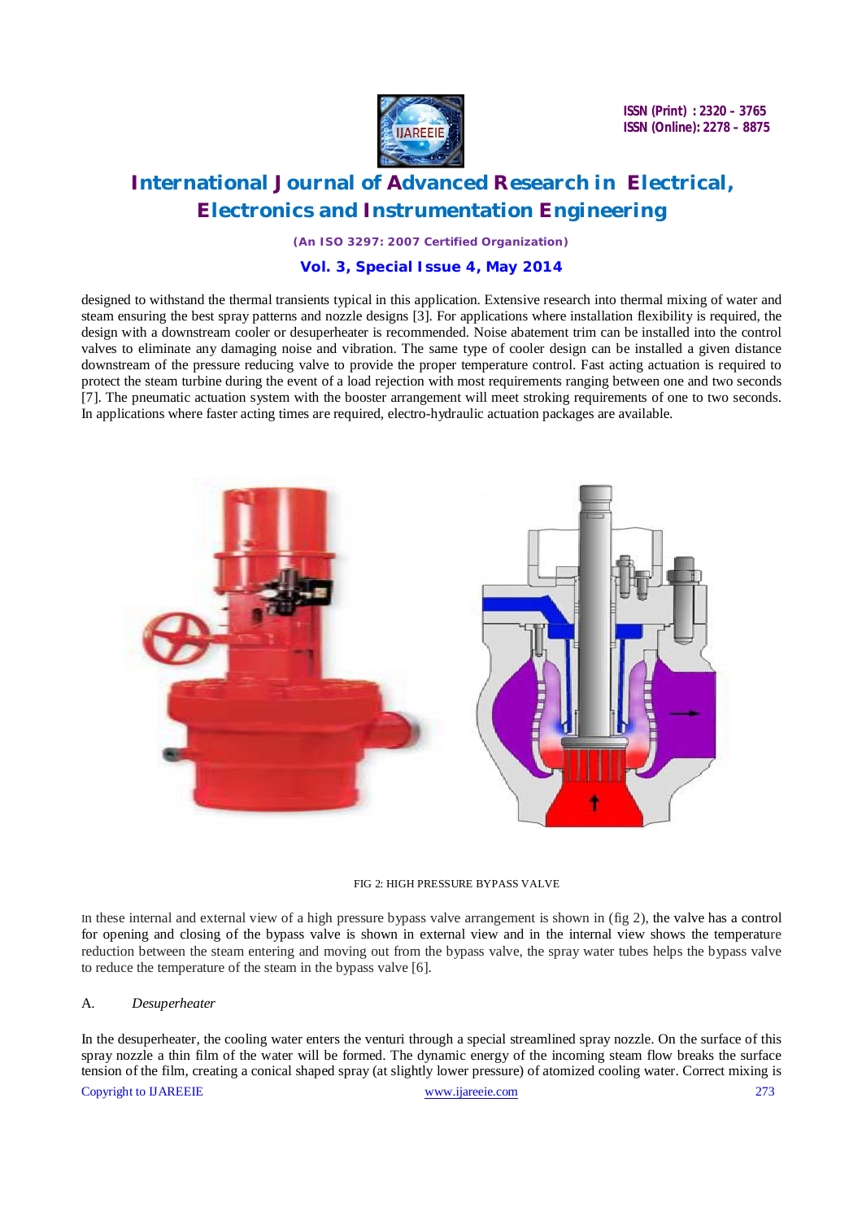designed to withstand the thermal transients typical in this application. Extensive research into thermal mixing of water and steam ensuring the best spray patterns and nozzle designs [3]. For applications where installation flexibility is required, the design with a downstream cooler or desuperheater is recommended. Noise abatement trim can be installed into the control valves to eliminate any damaging noise and vibration. The same type of cooler design can be installed a given distance downstream of the pressure reducing valve to provide the proper temperature control. Fast acting actuation is required to protect the steam turbine during the event of a load rejection with most requirements ranging between one and two seconds [7]. The pneumatic actuation system with the booster arrangement will meet stroking requirements of one to two seconds. In applications where faster acting times are required, electro-hydraulic actuation packages are available.

FIG 2: HIGH PRESSURE BYPASS VALVE

In these internal and external view of a high pressure bypass valve arrangement is shown in (fig 2), the valve has a control for opening and closing of the bypass valve is shown in external view and in the internal view shows the temperature reduction between the steam entering and moving out from the bypass valve, the spray water tubes helps the bypass valve to reduce the temperature of the steam in the bypass valve [6].

## A. *Desuperheater*

In the desuperheater, the cooling water enters the venturi through a special streamlined spray nozzle. On the surface of this spray nozzle a thin film of the water will be formed. The dynamic energy of the incoming steam flow breaks the surface tension of the film, creating a conical shaped spray (at slightly lower pressure) of atomized cooling water. Correct mixing is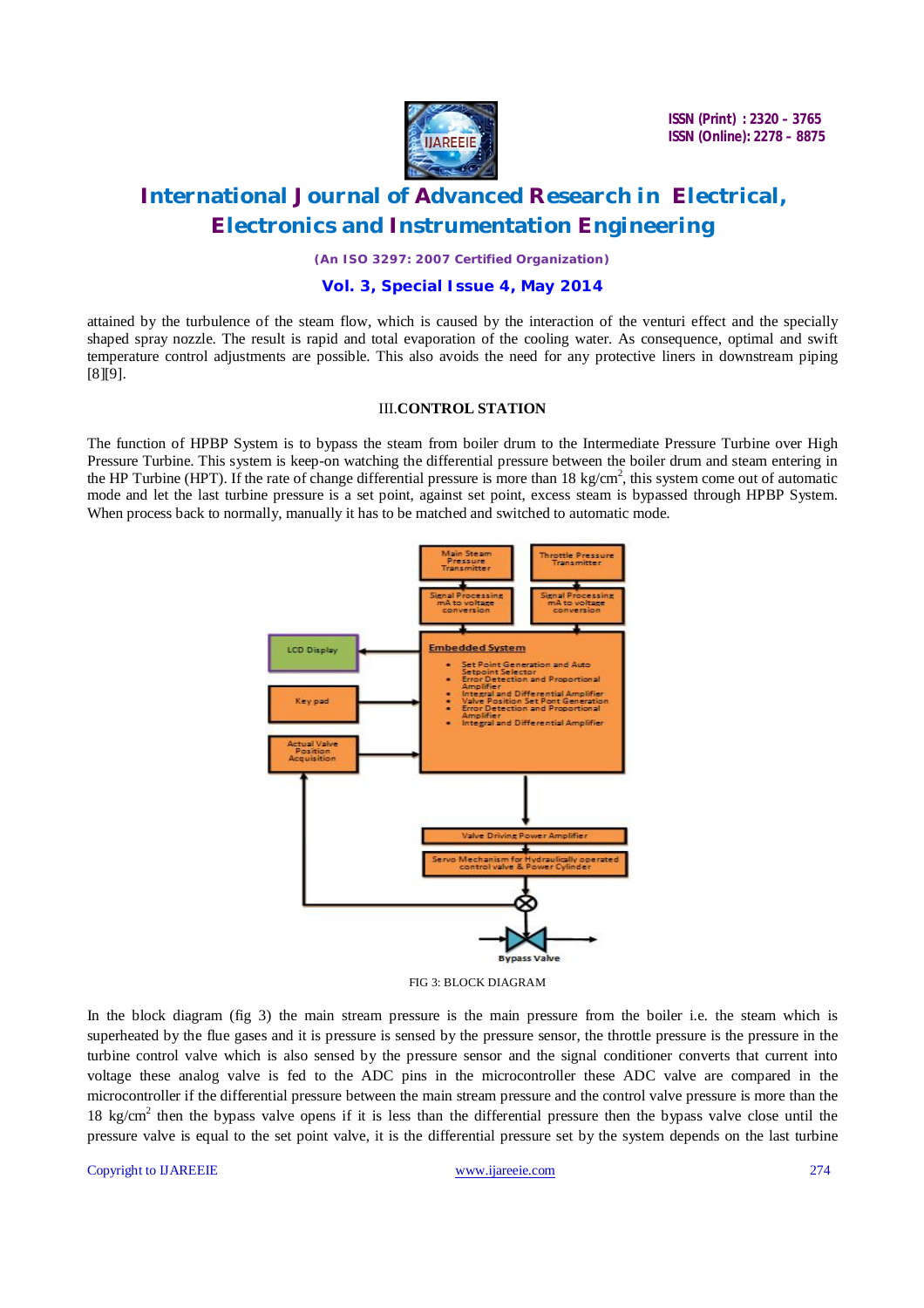attained by the turbulence of the steam flow, which is caused by the interaction of the venturi effect and the specially shaped spray nozzle. The result is rapid and total evaporation of the cooling water. As consequence, optimal and swift temperature control adjustments are possible. This also avoids the need for any protective liners in downstream piping [8][9].

## III.CONTROL STATION

The function of HPBP System is to bypass the steam from boiler drum to the Intermediate Pressure Turbine over High Pressure Turbine. This system is keep-on watching the differential pressure between the boiler drum and steam entering in the HP Turbine (HPT). If the rate of change differential pressure is more than 18 $kg/cm^2$, this system come out of automatic mode and let the last turbine pressure is a set point, against set point, excess steam is bypassed through HPBP System. When process back to normally, manually it has to be matched and switched to automatic mode.

FIG 3: BLOCK DIAGRAM

In the block diagram (fig 3) the main stream pressure is the main pressure from the boiler i.e. the steam which is superheated by the flue gases and it is pressure is sensed by the pressure sensor, the throttle pressure is the pressure in the turbine control valve which is also sensed by the pressure sensor and the signal conditioner converts that current into voltage these analog valve is fed to the ADC pins in the microcontroller these ADC valve are compared in the microcontroller if the differential pressure between the main stream pressure and the control valve pressure is more than the 18 $kg/cm^2$ then the bypass valve opens if it is less than the differential pressure then the bypass valve close until the pressure valve is equal to the set point valve, it is the differential pressure set by the system depends on the last turbine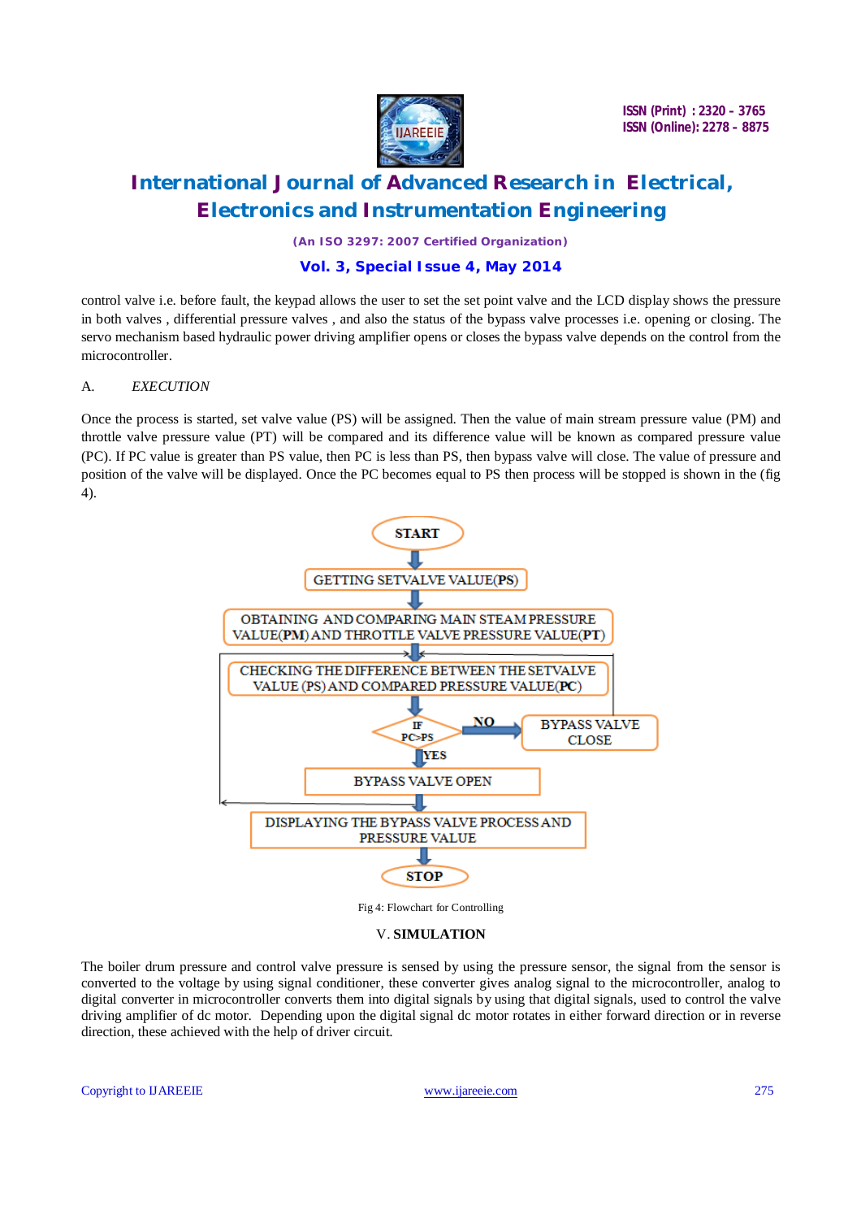control valve i.e. before fault, the keypad allows the user to set the set point valve and the LCD display shows the pressure in both valves , differential pressure valves , and also the status of the bypass valve processes i.e. opening or closing. The servo mechanism based hydraulic power driving amplifier opens or closes the bypass valve depends on the control from the microcontroller.

### A. *EXECUTION*

Once the process is started, set valve value (PS) will be assigned. Then the value of main stream pressure value (PM) and throttle valve pressure value (PT) will be compared and its difference value will be known as compared pressure value (PC). If PC value is greater than PS value, then PC is less than PS, then bypass valve will close. The value of pressure and position of the valve will be displayed. Once the PC becomes equal to PS then process will be stopped is shown in the (fig 4).

START

GETTING SETVALVE VALUE(**PS**)

OBTAINING AND COMPARING MAIN STEAM PRESSURE VALUE(**PM**) AND THROTTLE VALVE PRESSURE VALUE(**PT**)

CHECKING THE DIFFERENCE BETWEEN THE SETVALVE VALUE (PS) AND COMPARED PRESSURE VALUE(**PC**)

IF PC>PS

NO

BYPASS VALVE CLOSE

YES

BYPASS VALVE OPEN

DISPLAYING THE BYPASS VALVE PROCESS AND PRESSURE VALUE

STOP

Fig 4: Flowchart for Controlling

## V. SIMULATION

The boiler drum pressure and control valve pressure is sensed by using the pressure sensor, the signal from the sensor is converted to the voltage by using signal conditioner, these converter gives analog signal to the microcontroller, analog to digital converter in microcontroller converts them into digital signals by using that digital signals, used to control the valve driving amplifier of dc motor. Depending upon the digital signal dc motor rotates in either forward direction or in reverse direction, these achieved with the help of driver circuit.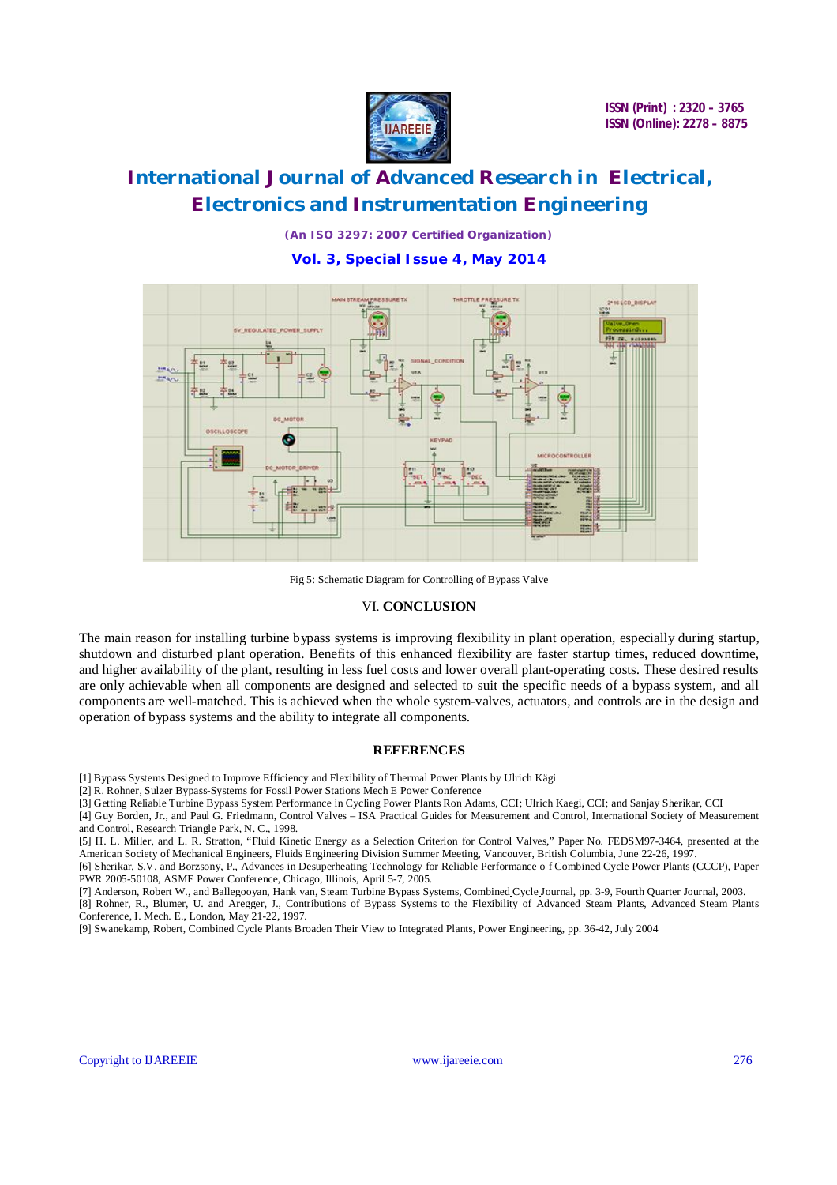Fig 5: Schematic Diagram for Controlling of Bypass Valve

## VI. CONCLUSION

The main reason for installing turbine bypass systems is improving flexibility in plant operation, especially during startup, shutdown and disturbed plant operation. Benefits of this enhanced flexibility are faster startup times, reduced downtime, and higher availability of the plant, resulting in less fuel costs and lower overall plant-operating costs. These desired results are only achievable when all components are designed and selected to suit the specific needs of a bypass system, and all components are well-matched. This is achieved when the whole system-valves, actuators, and controls are in the design and operation of bypass systems and the ability to integrate all components.

## REFERENCES

[1] Bypass Systems Designed to Improve Efficiency and Flexibility of Thermal Power Plants by Ulrich Kägi

[2] R. Rohner, Sulzer Bypass-Systems for Fossil Power Stations Mech E Power Conference

[3] Getting Reliable Turbine Bypass System Performance in Cycling Power Plants Ron Adams, CCI; Ulrich Kaegi, CCI; and Sanjay Sherikar, CCI

[4] Guy Borden, Jr., and Paul G. Friedmann, Control Valves – ISA Practical Guides for Measurement and Control, International Society of Measurement and Control, Research Triangle Park, N. C., 1998.

[5] H. L. Miller, and L. R. Stratton, "Fluid Kinetic Energy as a Selection Criterion for Control Valves," Paper No. FEDSM97-3464, presented at the American Society of Mechanical Engineers, Fluids Engineering Division Summer Meeting, Vancouver, British Columbia, June 22-26, 1997.

[6] Sherikar, S.V. and Borzsony, P., Advances in Desuperheating Technology for Reliable Performance o f Combined Cycle Power Plants (CCCP), Paper PWR 2005-50108, ASME Power Conference, Chicago, Illinois, April 5-7, 2005.

[7] Anderson, Robert W., and Ballegooyan, Hank van, Steam Turbine Bypass Systems, Combined Cycle Journal, pp. 3-9, Fourth Quarter Journal, 2003.

[8] Rohner, R., Blumer, U. and Aregger, J., Contributions of Bypass Systems to the Flexibility of Advanced Steam Plants, Advanced Steam Plants Conference, I. Mech. E., London, May 21-22, 1997.

[9] Swanekamp, Robert, Combined Cycle Plants Broaden Their View to Integrated Plants, Power Engineering, pp. 36-42, July 2004